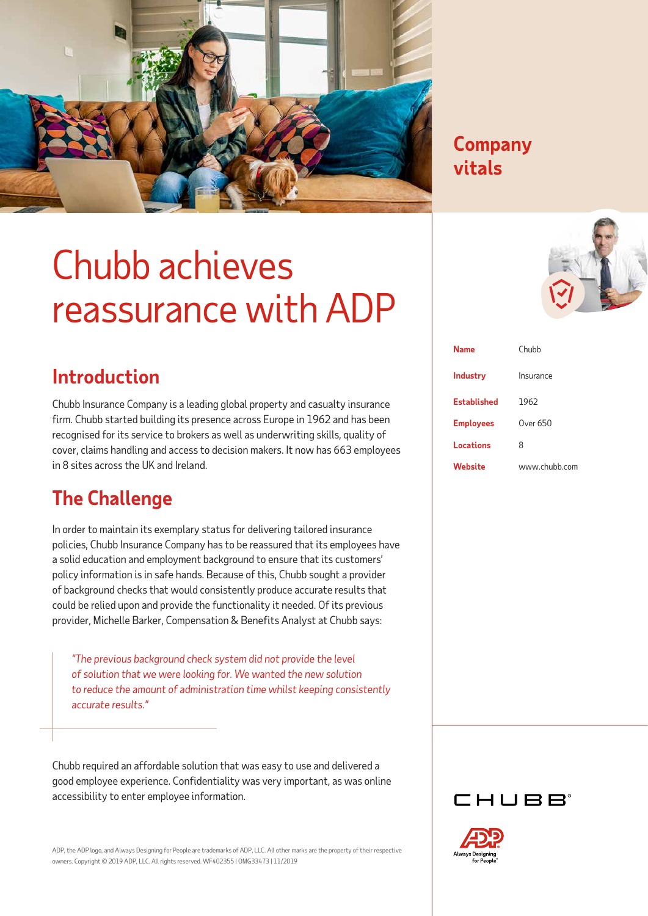# Chubb achieves reassurance with ADP

## Introduction

Chubb Insurance Company is a leading global property and casualty insurance firm. Chubb started building its presence across Europe in 1962 and has been recognised for its service to brokers as well as underwriting skills, quality of cover, claims handling and access to decision makers. It now has 663 employees in 8 sites across the UK and Ireland.

## The Challenge

In order to maintain its exemplary status for delivering tailored insurance policies, Chubb Insurance Company has to be reassured that its employees have a solid education and employment background to ensure that its customers' policy information is in safe hands. Because of this, Chubb sought a provider of background checks that would consistently produce accurate results that could be relied upon and provide the functionality it needed. Of its previous provider, Michelle Barker, Compensation & Benefits Analyst at Chubb says:

> *"The previous background check system did not provide the level of solution that we were looking for. We wanted the new solution to reduce the amount of administration time whilst keeping consistently accurate results."*

Chubb required an affordable solution that was easy to use and delivered a good employee experience. Confidentiality was very important, as was online accessibility to enter employee information.

## Company vitals

| | |
|---|---|
| **Name** | Chubb |
| **Industry** | Insurance |
| **Established** | 1962 |
| **Employees** | Over 650 |
| **Locations** | 8 |
| **Website** | www.chubb.com |

ADP, the ADP logo, and Always Designing for People are trademarks of ADP, LLC. All other marks are the property of their respective owners. Copyright © 2019 ADP, LLC. All rights reserved. WF402355 | OMG33473 | 11/2019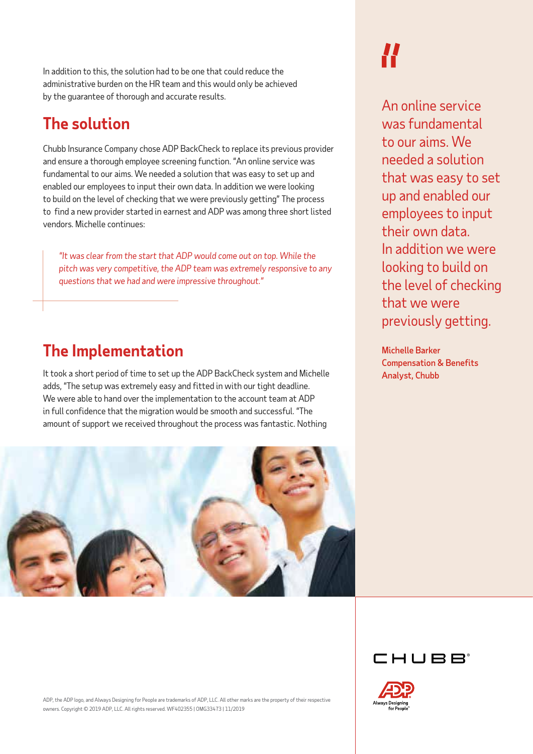In addition to this, the solution had to be one that could reduce the administrative burden on the HR team and this would only be achieved by the guarantee of thorough and accurate results.

## The solution

Chubb Insurance Company chose ADP BackCheck to replace its previous provider and ensure a thorough employee screening function. "An online service was fundamental to our aims. We needed a solution that was easy to set up and enabled our employees to input their own data. In addition we were looking to build on the level of checking that we were previously getting" The process to find a new provider started in earnest and ADP was among three short listed vendors. Michelle continues:

> *"It was clear from the start that ADP would come out on top. While the pitch was very competitive, the ADP team was extremely responsive to any questions that we had and were impressive throughout."*

## The Implementation

It took a short period of time to set up the ADP BackCheck system and Michelle adds, "The setup was extremely easy and fitted in with our tight deadline. We were able to hand over the implementation to the account team at ADP in full confidence that the migration would be smooth and successful. "The amount of support we received throughout the process was fantastic. Nothing

> "An online service was fundamental to our aims. We needed a solution that was easy to set up and enabled our employees to input their own data. In addition we were looking to build on the level of checking that we were previously getting.
>
> **Michelle Barker**
> **Compensation & Benefits Analyst, Chubb**

CHUBB

ADP, the ADP logo, and Always Designing for People are trademarks of ADP, LLC. All other marks are the property of their respective owners. Copyright © 2019 ADP, LLC. All rights reserved. WF402355 | OMG33473 | 11/2019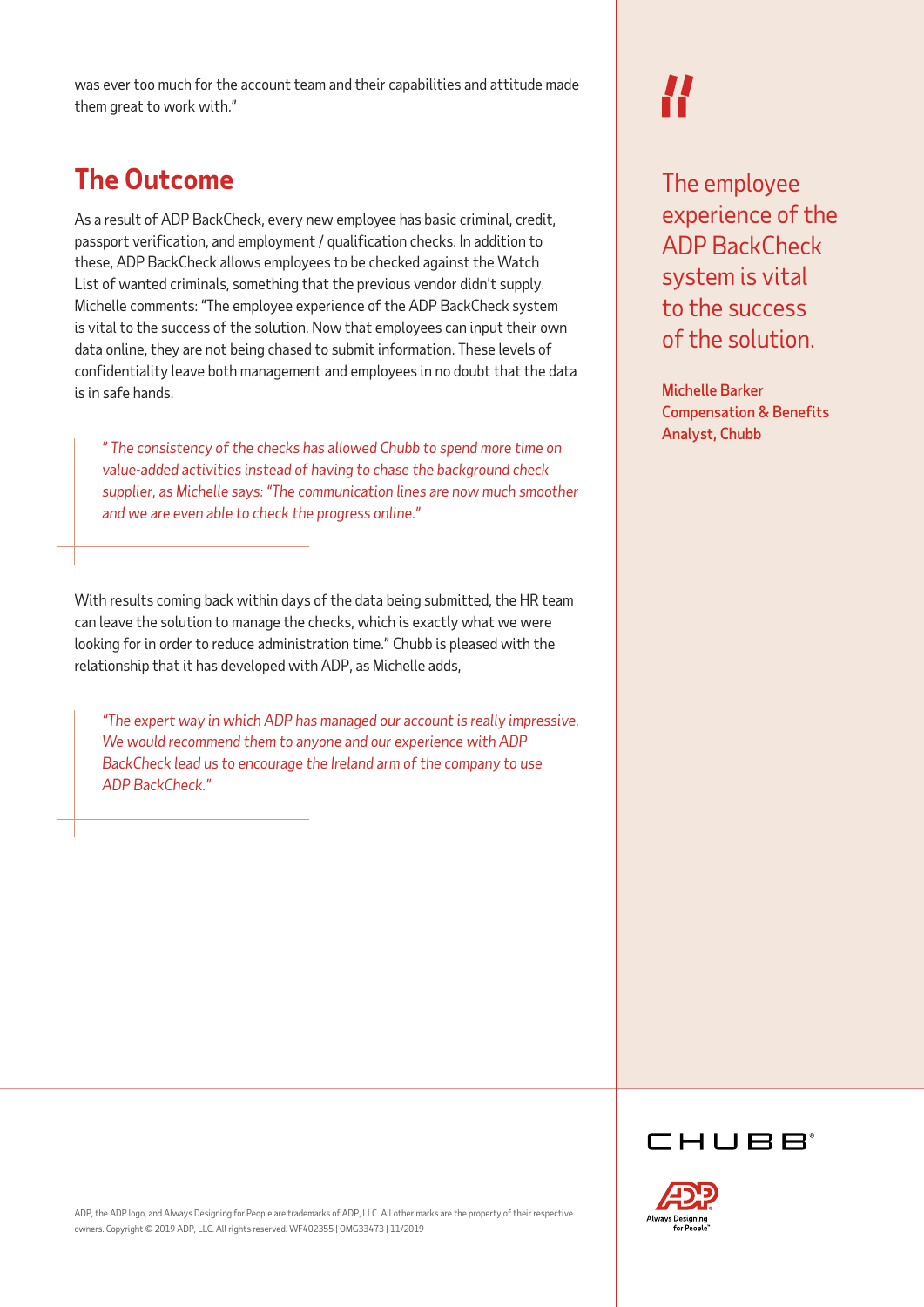was ever too much for the account team and their capabilities and attitude made them great to work with."

## The Outcome

As a result of ADP BackCheck, every new employee has basic criminal, credit, passport verification, and employment / qualification checks. In addition to these, ADP BackCheck allows employees to be checked against the Watch List of wanted criminals, something that the previous vendor didn't supply. Michelle comments: "The employee experience of the ADP BackCheck system is vital to the success of the solution. Now that employees can input their own data online, they are not being chased to submit information. These levels of confidentiality leave both management and employees in no doubt that the data is in safe hands.

> *" The consistency of the checks has allowed Chubb to spend more time on value-added activities instead of having to chase the background check supplier, as Michelle says: "The communication lines are now much smoother and we are even able to check the progress online."*

With results coming back within days of the data being submitted, the HR team can leave the solution to manage the checks, which is exactly what we were looking for in order to reduce administration time." Chubb is pleased with the relationship that it has developed with ADP, as Michelle adds,

> *"The expert way in which ADP has managed our account is really impressive. We would recommend them to anyone and our experience with ADP BackCheck lead us to encourage the Ireland arm of the company to use ADP BackCheck."*

> The employee experience of the ADP BackCheck system is vital to the success of the solution.
>
> **Michelle Barker**
> **Compensation & Benefits Analyst, Chubb**

CHUBB®

ADP, the ADP logo, and Always Designing for People are trademarks of ADP, LLC. All other marks are the property of their respective owners. Copyright © 2019 ADP, LLC. All rights reserved. WF402355 | OMG33473 | 11/2019